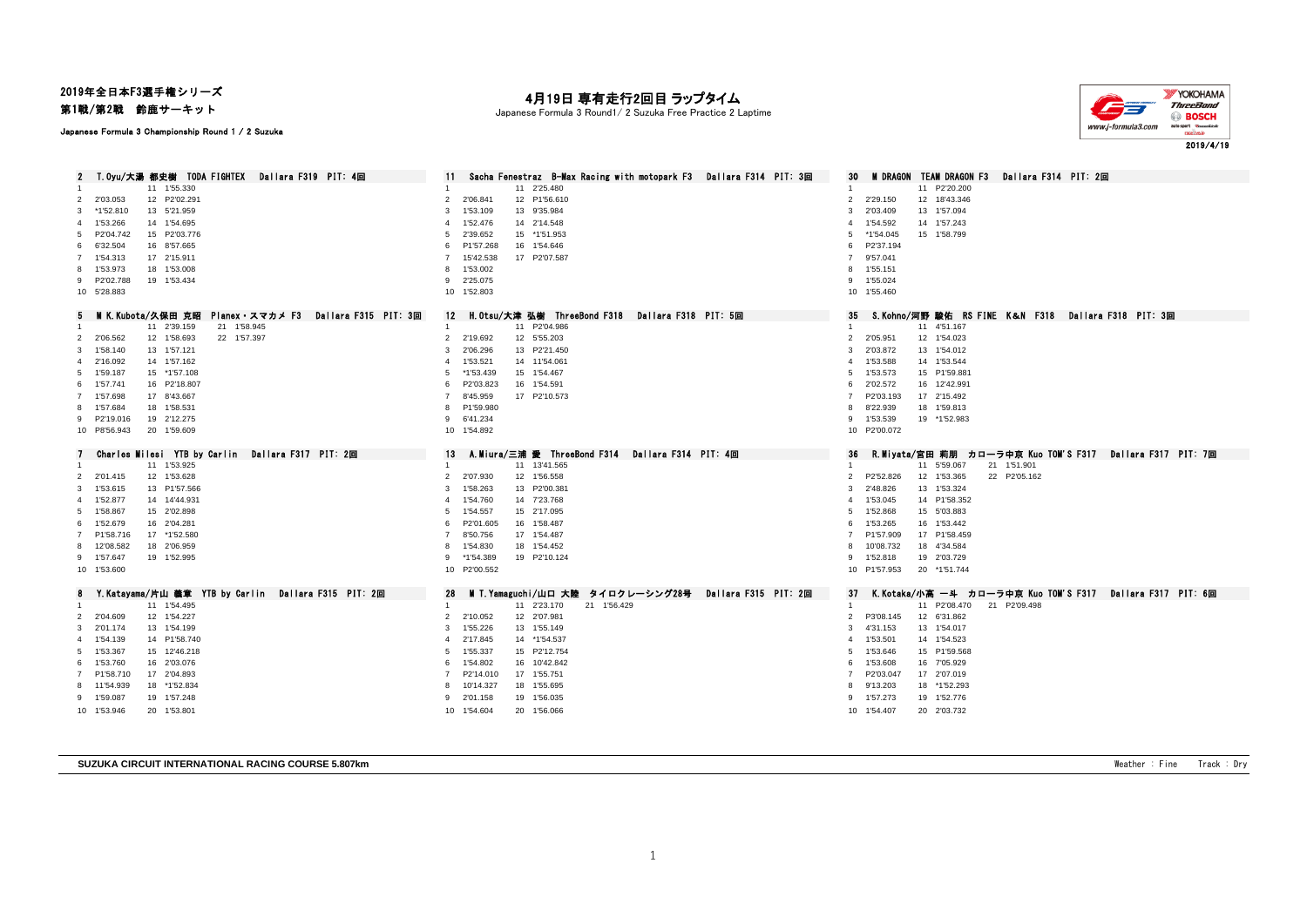2019年全日本F3選手権シリーズ
第1戦/第2戦　鈴鹿サーキット

Japanese Formula 3 Championship Round 1 / 2 Suzuka

# 4月19日 専有走行2回目 ラップタイム

Japanese Formula 3 Round1/ 2 Suzuka Free Practice 2 Laptime

2019/4/19

## 2 T.Oyu/大湯 都史樹 TODA FIGHTEX Dallara F319 PIT: 4回

| Lap | Time | Lap | Time |
|---|---|---|---|
| 1 | | 11 | 1'55.330 |
| 2 | 2'03.053 | 12 | P2'02.291 |
| 3 | *1'52.810 | 13 | 5'21.959 |
| 4 | 1'53.266 | 14 | 1'54.695 |
| 5 | P2'04.742 | 15 | P2'03.776 |
| 6 | 6'32.504 | 16 | 8'57.665 |
| 7 | 1'54.313 | 17 | 2'15.911 |
| 8 | 1'53.973 | 18 | 1'53.008 |
| 9 | P2'02.788 | 19 | 1'53.434 |
| 10 | 5'28.883 | | |

## 11 Sacha Fenestraz B-Max Racing with motopark F3 Dallara F314 PIT: 3回

| Lap | Time | Lap | Time |
|---|---|---|---|
| 1 | | 11 | 2'25.480 |
| 2 | 2'06.841 | 12 | P1'56.610 |
| 3 | 1'53.109 | 13 | 9'35.984 |
| 4 | 1'52.476 | 14 | 2'14.548 |
| 5 | 2'39.652 | 15 | *1'51.953 |
| 6 | P1'57.268 | 16 | 1'54.646 |
| 7 | 15'42.538 | 17 | P2'07.587 |
| 8 | 1'53.002 | | |
| 9 | 2'25.075 | | |
| 10 | 1'52.803 | | |

## 30 M DRAGON TEAM DRAGON F3 Dallara F314 PIT: 2回

| Lap | Time | Lap | Time |
|---|---|---|---|
| 1 | | 11 | P2'20.200 |
| 2 | 2'29.150 | 12 | 18'43.346 |
| 3 | 2'03.409 | 13 | 1'57.094 |
| 4 | 1'54.592 | 14 | 1'57.243 |
| 5 | *1'54.045 | 15 | 1'58.799 |
| 6 | P2'37.194 | | |
| 7 | 9'57.041 | | |
| 8 | 1'55.151 | | |
| 9 | 1'55.024 | | |
| 10 | 1'55.460 | | |

## 5 M K.Kubota/久保田 克昭 Planex・スマカメ F3 Dallara F315 PIT: 3回

| Lap | Time | Lap | Time | Lap | Time |
|---|---|---|---|---|---|
| 1 | | 11 | 2'39.159 | 21 | 1'58.945 |
| 2 | 2'06.562 | 12 | 1'58.693 | 22 | 1'57.397 |
| 3 | 1'58.140 | 13 | 1'57.121 | | |
| 4 | 2'16.092 | 14 | 1'57.162 | | |
| 5 | 1'59.187 | 15 | *1'57.108 | | |
| 6 | 1'57.741 | 16 | P2'18.807 | | |
| 7 | 1'57.698 | 17 | 8'43.667 | | |
| 8 | 1'57.684 | 18 | 1'58.531 | | |
| 9 | P2'19.016 | 19 | 2'12.275 | | |
| 10 | P8'56.943 | 20 | 1'59.609 | | |

## 12 H.Otsu/大津 弘樹 ThreeBond F318 Dallara F318 PIT: 5回

| Lap | Time | Lap | Time |
|---|---|---|---|
| 1 | | 11 | P2'04.986 |
| 2 | 2'19.692 | 12 | 5'55.203 |
| 3 | 2'06.296 | 13 | P2'21.450 |
| 4 | 1'53.521 | 14 | 11'54.061 |
| 5 | *1'53.439 | 15 | 1'54.467 |
| 6 | P2'03.823 | 16 | 1'54.591 |
| 7 | 8'45.959 | 17 | P2'10.573 |
| 8 | P1'59.980 | | |
| 9 | 6'41.234 | | |
| 10 | 1'54.892 | | |

## 35 S.Kohno/河野 駿佑 RS FINE K&N F318 Dallara F318 PIT: 3回

| Lap | Time | Lap | Time |
|---|---|---|---|
| 1 | | 11 | 4'51.167 |
| 2 | 2'05.951 | 12 | 1'54.023 |
| 3 | 2'03.872 | 13 | 1'54.012 |
| 4 | 1'53.588 | 14 | 1'53.544 |
| 5 | 1'53.573 | 15 | P1'59.881 |
| 6 | 2'02.572 | 16 | 12'42.991 |
| 7 | P2'03.193 | 17 | 2'15.492 |
| 8 | 8'22.939 | 18 | 1'59.813 |
| 9 | 1'53.539 | 19 | *1'52.983 |
| 10 | P2'00.072 | | |

## 7 Charles Milesi YTB by Carlin Dallara F317 PIT: 2回

| Lap | Time | Lap | Time |
|---|---|---|---|
| 1 | | 11 | 1'53.925 |
| 2 | 2'01.415 | 12 | 1'53.628 |
| 3 | 1'53.615 | 13 | P1'57.566 |
| 4 | 1'52.877 | 14 | 14'44.931 |
| 5 | 1'58.867 | 15 | 2'02.898 |
| 6 | 1'52.679 | 16 | 2'04.281 |
| 7 | P1'58.716 | 17 | *1'52.580 |
| 8 | 12'08.582 | 18 | 2'06.959 |
| 9 | 1'57.647 | 19 | 1'52.995 |
| 10 | 1'53.600 | | |

## 13 A.Miura/三浦 愛 ThreeBond F314 Dallara F314 PIT: 4回

| Lap | Time | Lap | Time |
|---|---|---|---|
| 1 | | 11 | 13'41.565 |
| 2 | 2'07.930 | 12 | 1'56.558 |
| 3 | 1'58.263 | 13 | P2'00.381 |
| 4 | 1'54.760 | 14 | 7'23.768 |
| 5 | 1'54.557 | 15 | 2'17.095 |
| 6 | P2'01.605 | 16 | 1'58.487 |
| 7 | 8'50.756 | 17 | 1'54.487 |
| 8 | 1'54.830 | 18 | 1'54.452 |
| 9 | *1'54.389 | 19 | P2'10.124 |
| 10 | P2'00.552 | | |

## 36 R.Miyata/宮田 莉朋 カローラ中京 Kuo TOM'S F317 Dallara F317 PIT: 7回

| Lap | Time | Lap | Time | Lap | Time |
|---|---|---|---|---|---|
| 1 | | 11 | 5'59.067 | 21 | 1'51.901 |
| 2 | P2'52.826 | 12 | 1'53.365 | 22 | P2'05.162 |
| 3 | 2'48.826 | 13 | 1'53.324 | | |
| 4 | 1'53.045 | 14 | P1'58.352 | | |
| 5 | 1'52.868 | 15 | 5'03.883 | | |
| 6 | 1'53.265 | 16 | 1'53.442 | | |
| 7 | P1'57.909 | 17 | P1'58.459 | | |
| 8 | 10'08.732 | 18 | 4'34.584 | | |
| 9 | 1'52.818 | 19 | 2'03.729 | | |
| 10 | P1'57.953 | 20 | *1'51.744 | | |

## 8 Y.Katayama/片山 義章 YTB by Carlin Dallara F315 PIT: 2回

| Lap | Time | Lap | Time |
|---|---|---|---|
| 1 | | 11 | 1'54.495 |
| 2 | 2'04.609 | 12 | 1'54.227 |
| 3 | 2'01.174 | 13 | 1'54.199 |
| 4 | 1'54.139 | 14 | P1'58.740 |
| 5 | 1'53.367 | 15 | 12'46.218 |
| 6 | 1'53.760 | 16 | 2'03.076 |
| 7 | P1'58.710 | 17 | 2'04.893 |
| 8 | 11'54.939 | 18 | *1'52.834 |
| 9 | 1'59.087 | 19 | 1'57.248 |
| 10 | 1'53.946 | 20 | 1'53.801 |

## 28 M T.Yamaguchi/山口 大陸 タイロクレーシング28号 Dallara F315 PIT: 2回

| Lap | Time | Lap | Time | Lap | Time |
|---|---|---|---|---|---|
| 1 | | 11 | 2'23.170 | 21 | 1'56.429 |
| 2 | 2'10.052 | 12 | 2'07.981 | | |
| 3 | 1'55.226 | 13 | 1'55.149 | | |
| 4 | 2'17.845 | 14 | *1'54.537 | | |
| 5 | 1'55.337 | 15 | P2'12.754 | | |
| 6 | 1'54.802 | 16 | 10'42.842 | | |
| 7 | P2'14.010 | 17 | 1'55.751 | | |
| 8 | 10'14.327 | 18 | 1'55.695 | | |
| 9 | 2'01.158 | 19 | 1'56.035 | | |
| 10 | 1'54.604 | 20 | 1'56.066 | | |

## 37 K.Kotaka/小高 一斗 カローラ中京 Kuo TOM'S F317 Dallara F317 PIT: 6回

| Lap | Time | Lap | Time | Lap | Time |
|---|---|---|---|---|---|
| 1 | | 11 | P2'08.470 | 21 | P2'09.498 |
| 2 | P3'08.145 | 12 | 6'31.862 | | |
| 3 | 4'31.153 | 13 | 1'54.017 | | |
| 4 | 1'53.501 | 14 | 1'54.523 | | |
| 5 | 1'53.646 | 15 | P1'59.568 | | |
| 6 | 1'53.608 | 16 | 7'05.929 | | |
| 7 | P2'03.047 | 17 | 2'07.019 | | |
| 8 | 9'13.203 | 18 | *1'52.293 | | |
| 9 | 1'57.273 | 19 | 1'52.776 | | |
| 10 | 1'54.407 | 20 | 2'03.732 | | |

**SUZUKA CIRCUIT INTERNATIONAL RACING COURSE 5.807km**

Weather : Fine　Track : Dry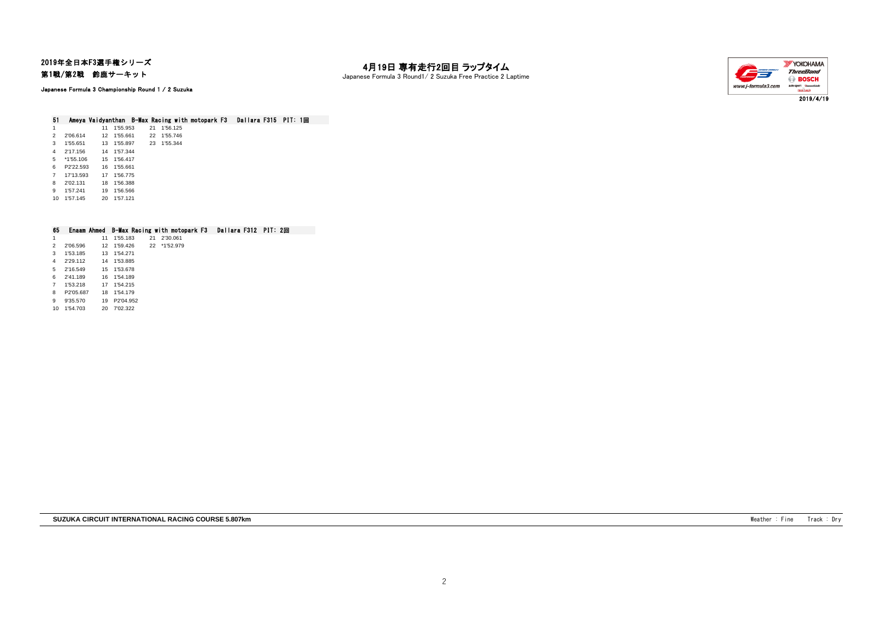2019年全日本F3選手権シリーズ

第1戦/第2戦　鈴鹿サーキット

Japanese Formula 3 Championship Round 1 / 2 Suzuka

# 4月19日 専有走行2回目 ラップタイム

Japanese Formula 3 Round1/ 2 Suzuka Free Practice 2 Laptime

2019/4/19

**51　Ameya Vaidyanthan　B-Max Racing with motopark F3　Dallara F315　PIT: 1回**

| | | | | | |
|---|---|---|---|---|---|
| 1 | | 11 | 1'55.953 | 21 | 1'56.125 |
| 2 | 2'06.614 | 12 | 1'55.661 | 22 | 1'55.746 |
| 3 | 1'55.651 | 13 | 1'55.897 | 23 | 1'55.344 |
| 4 | 2'17.156 | 14 | 1'57.344 | | |
| 5 | *1'55.106 | 15 | 1'56.417 | | |
| 6 | P2'22.593 | 16 | 1'55.661 | | |
| 7 | 17'13.593 | 17 | 1'56.775 | | |
| 8 | 2'02.131 | 18 | 1'56.388 | | |
| 9 | 1'57.241 | 19 | 1'56.566 | | |
| 10 | 1'57.145 | 20 | 1'57.121 | | |

**65　Enaam Ahmed　B-Max Racing with motopark F3　Dallara F312　PIT: 2回**

| | | | | | |
|---|---|---|---|---|---|
| 1 | | 11 | 1'55.183 | 21 | 2'30.061 |
| 2 | 2'06.596 | 12 | 1'59.426 | 22 | *1'52.979 |
| 3 | 1'53.185 | 13 | 1'54.271 | | |
| 4 | 2'29.112 | 14 | 1'53.885 | | |
| 5 | 2'16.549 | 15 | 1'53.678 | | |
| 6 | 2'41.189 | 16 | 1'54.189 | | |
| 7 | 1'53.218 | 17 | 1'54.215 | | |
| 8 | P2'05.687 | 18 | 1'54.179 | | |
| 9 | 9'35.570 | 19 | P2'04.952 | | |
| 10 | 1'54.703 | 20 | 7'02.322 | | |

**SUZUKA CIRCUIT INTERNATIONAL RACING COURSE 5.807km**　　Weather : Fine　Track : Dry